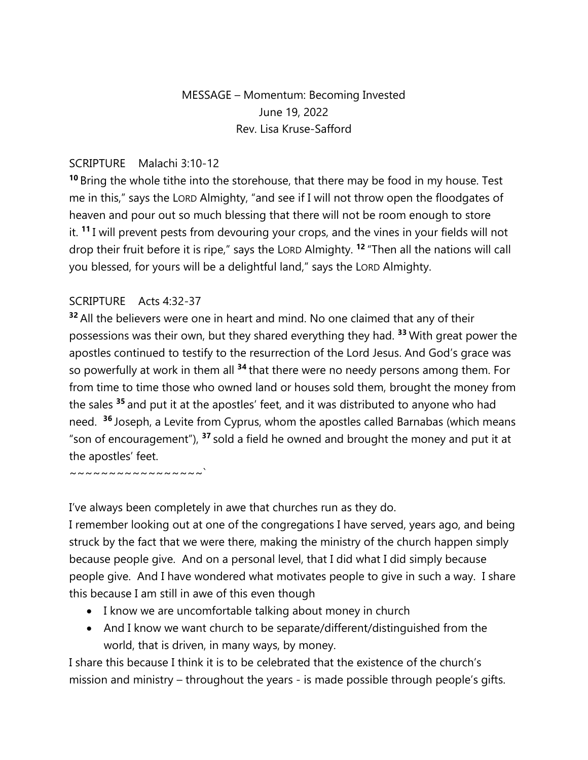MESSAGE – Momentum: Becoming Invested
June 19, 2022
Rev. Lisa Kruse-Safford

SCRIPTURE Malachi 3:10-12

**10** Bring the whole tithe into the storehouse, that there may be food in my house. Test me in this," says the LORD Almighty, "and see if I will not throw open the floodgates of heaven and pour out so much blessing that there will not be room enough to store it. **11** I will prevent pests from devouring your crops, and the vines in your fields will not drop their fruit before it is ripe," says the LORD Almighty. **12** "Then all the nations will call you blessed, for yours will be a delightful land," says the LORD Almighty.

SCRIPTURE Acts 4:32-37

**32** All the believers were one in heart and mind. No one claimed that any of their possessions was their own, but they shared everything they had. **33** With great power the apostles continued to testify to the resurrection of the Lord Jesus. And God's grace was so powerfully at work in them all **34** that there were no needy persons among them. For from time to time those who owned land or houses sold them, brought the money from the sales **35** and put it at the apostles' feet, and it was distributed to anyone who had need. **36** Joseph, a Levite from Cyprus, whom the apostles called Barnabas (which means "son of encouragement"), **37** sold a field he owned and brought the money and put it at the apostles' feet.

~~~~~~~~~~~~~~~~~`

I've always been completely in awe that churches run as they do.

I remember looking out at one of the congregations I have served, years ago, and being struck by the fact that we were there, making the ministry of the church happen simply because people give. And on a personal level, that I did what I did simply because people give. And I have wondered what motivates people to give in such a way. I share this because I am still in awe of this even though

- I know we are uncomfortable talking about money in church
- And I know we want church to be separate/different/distinguished from the world, that is driven, in many ways, by money.

I share this because I think it is to be celebrated that the existence of the church's mission and ministry – throughout the years - is made possible through people's gifts.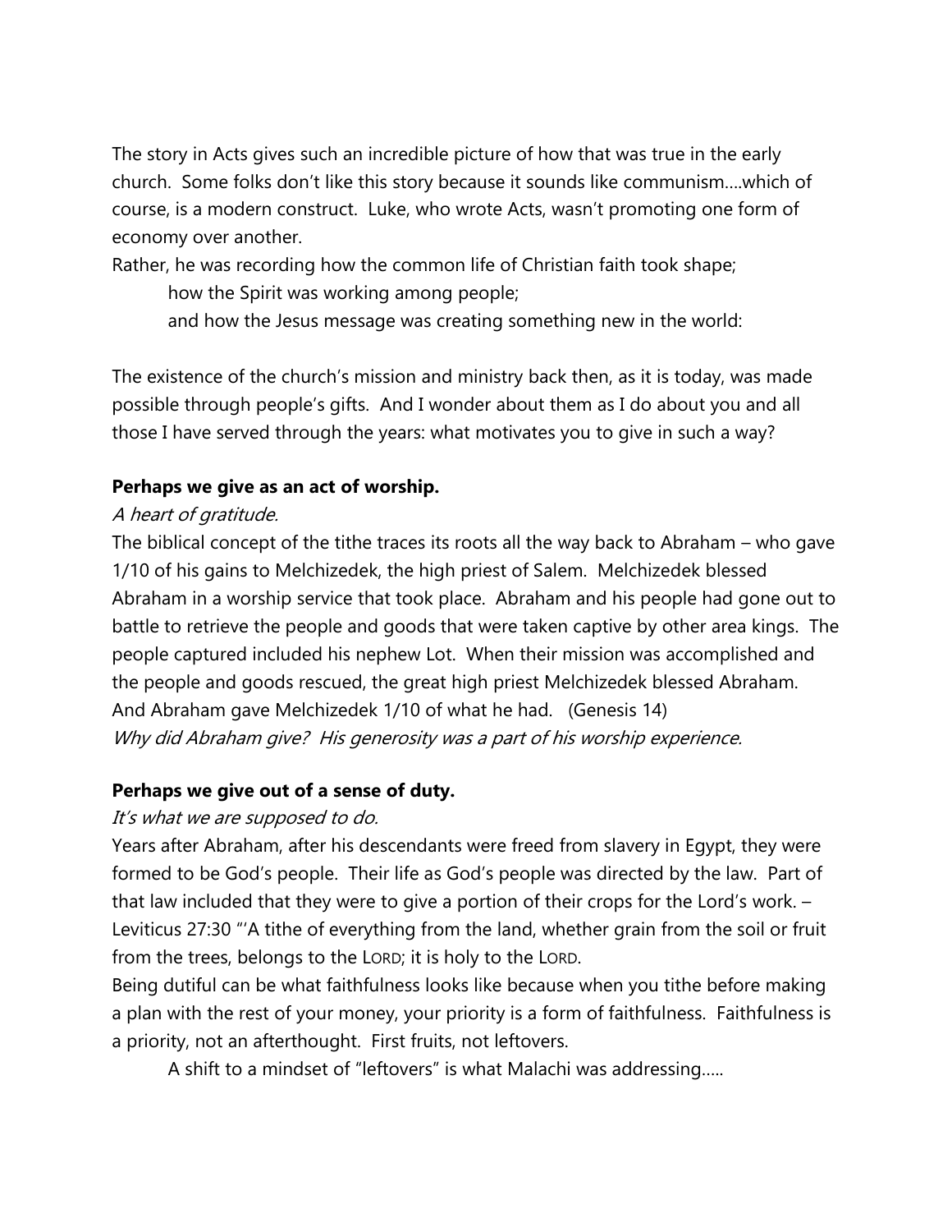The story in Acts gives such an incredible picture of how that was true in the early church. Some folks don't like this story because it sounds like communism….which of course, is a modern construct. Luke, who wrote Acts, wasn't promoting one form of economy over another.

Rather, he was recording how the common life of Christian faith took shape;

how the Spirit was working among people;

and how the Jesus message was creating something new in the world:

The existence of the church's mission and ministry back then, as it is today, was made possible through people's gifts. And I wonder about them as I do about you and all those I have served through the years: what motivates you to give in such a way?

**Perhaps we give as an act of worship.**

*A heart of gratitude.*

The biblical concept of the tithe traces its roots all the way back to Abraham – who gave 1/10 of his gains to Melchizedek, the high priest of Salem. Melchizedek blessed Abraham in a worship service that took place. Abraham and his people had gone out to battle to retrieve the people and goods that were taken captive by other area kings. The people captured included his nephew Lot. When their mission was accomplished and the people and goods rescued, the great high priest Melchizedek blessed Abraham. And Abraham gave Melchizedek 1/10 of what he had. (Genesis 14)

*Why did Abraham give? His generosity was a part of his worship experience.*

**Perhaps we give out of a sense of duty.**

*It's what we are supposed to do.*

Years after Abraham, after his descendants were freed from slavery in Egypt, they were formed to be God's people. Their life as God's people was directed by the law. Part of that law included that they were to give a portion of their crops for the Lord's work. – Leviticus 27:30 "'A tithe of everything from the land, whether grain from the soil or fruit from the trees, belongs to the LORD; it is holy to the LORD.

Being dutiful can be what faithfulness looks like because when you tithe before making a plan with the rest of your money, your priority is a form of faithfulness. Faithfulness is a priority, not an afterthought. First fruits, not leftovers.

A shift to a mindset of "leftovers" is what Malachi was addressing…..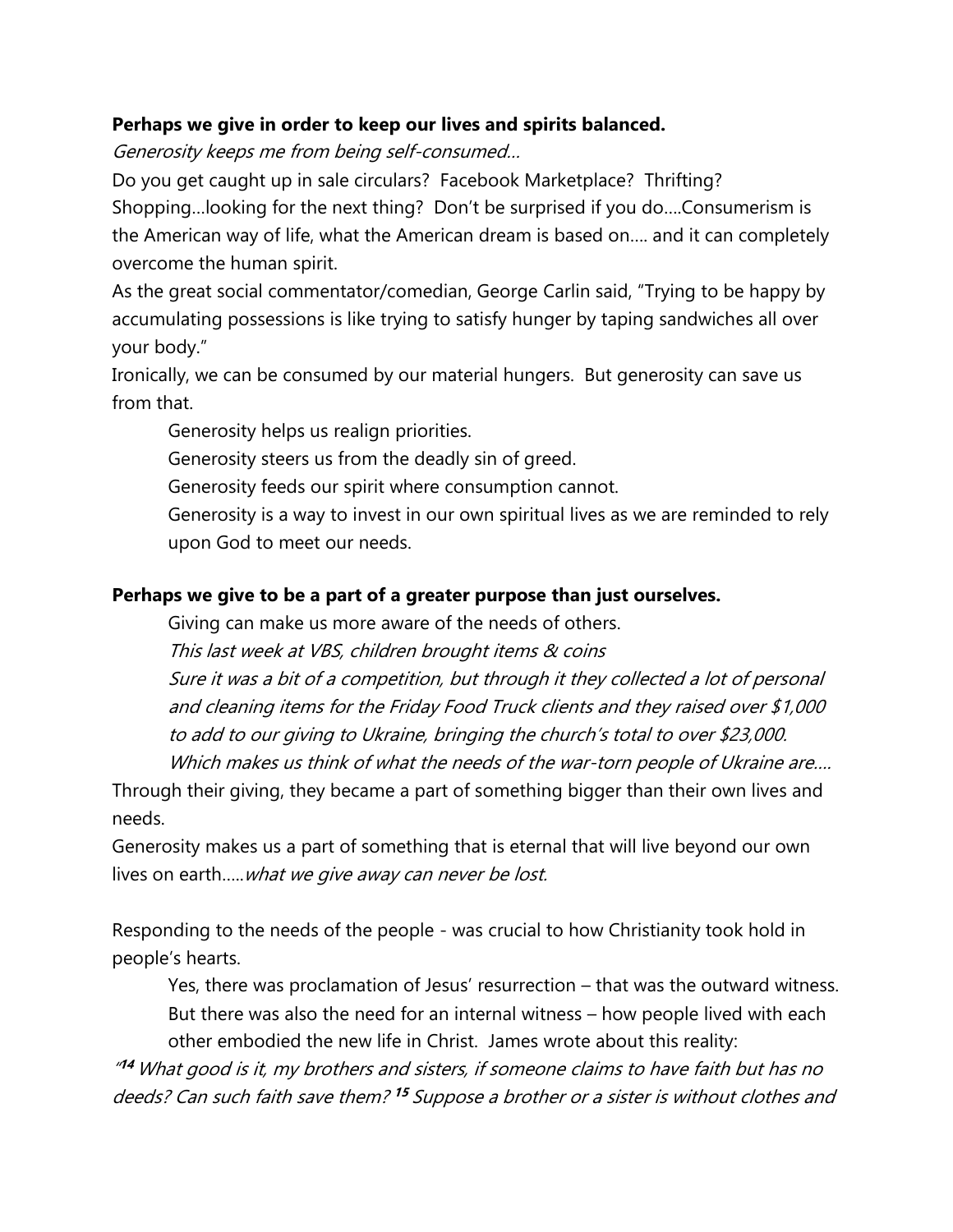**Perhaps we give in order to keep our lives and spirits balanced.**

*Generosity keeps me from being self-consumed…*

Do you get caught up in sale circulars? Facebook Marketplace? Thrifting? Shopping…looking for the next thing? Don't be surprised if you do….Consumerism is the American way of life, what the American dream is based on…. and it can completely overcome the human spirit.

As the great social commentator/comedian, George Carlin said, "Trying to be happy by accumulating possessions is like trying to satisfy hunger by taping sandwiches all over your body."

Ironically, we can be consumed by our material hungers. But generosity can save us from that.

> Generosity helps us realign priorities.
>
> Generosity steers us from the deadly sin of greed.
>
> Generosity feeds our spirit where consumption cannot.
>
> Generosity is a way to invest in our own spiritual lives as we are reminded to rely upon God to meet our needs.

**Perhaps we give to be a part of a greater purpose than just ourselves.**

> Giving can make us more aware of the needs of others.
>
> *This last week at VBS, children brought items & coins*
>
> *Sure it was a bit of a competition, but through it they collected a lot of personal and cleaning items for the Friday Food Truck clients and they raised over $1,000 to add to our giving to Ukraine, bringing the church's total to over $23,000.*
>
> *Which makes us think of what the needs of the war-torn people of Ukraine are….*

Through their giving, they became a part of something bigger than their own lives and needs.

Generosity makes us a part of something that is eternal that will live beyond our own lives on earth…..*what we give away can never be lost.*

Responding to the needs of the people - was crucial to how Christianity took hold in people's hearts.

> Yes, there was proclamation of Jesus' resurrection – that was the outward witness.
>
> But there was also the need for an internal witness – how people lived with each other embodied the new life in Christ. James wrote about this reality:

*"[14] What good is it, my brothers and sisters, if someone claims to have faith but has no deeds? Can such faith save them? [15] Suppose a brother or a sister is without clothes and*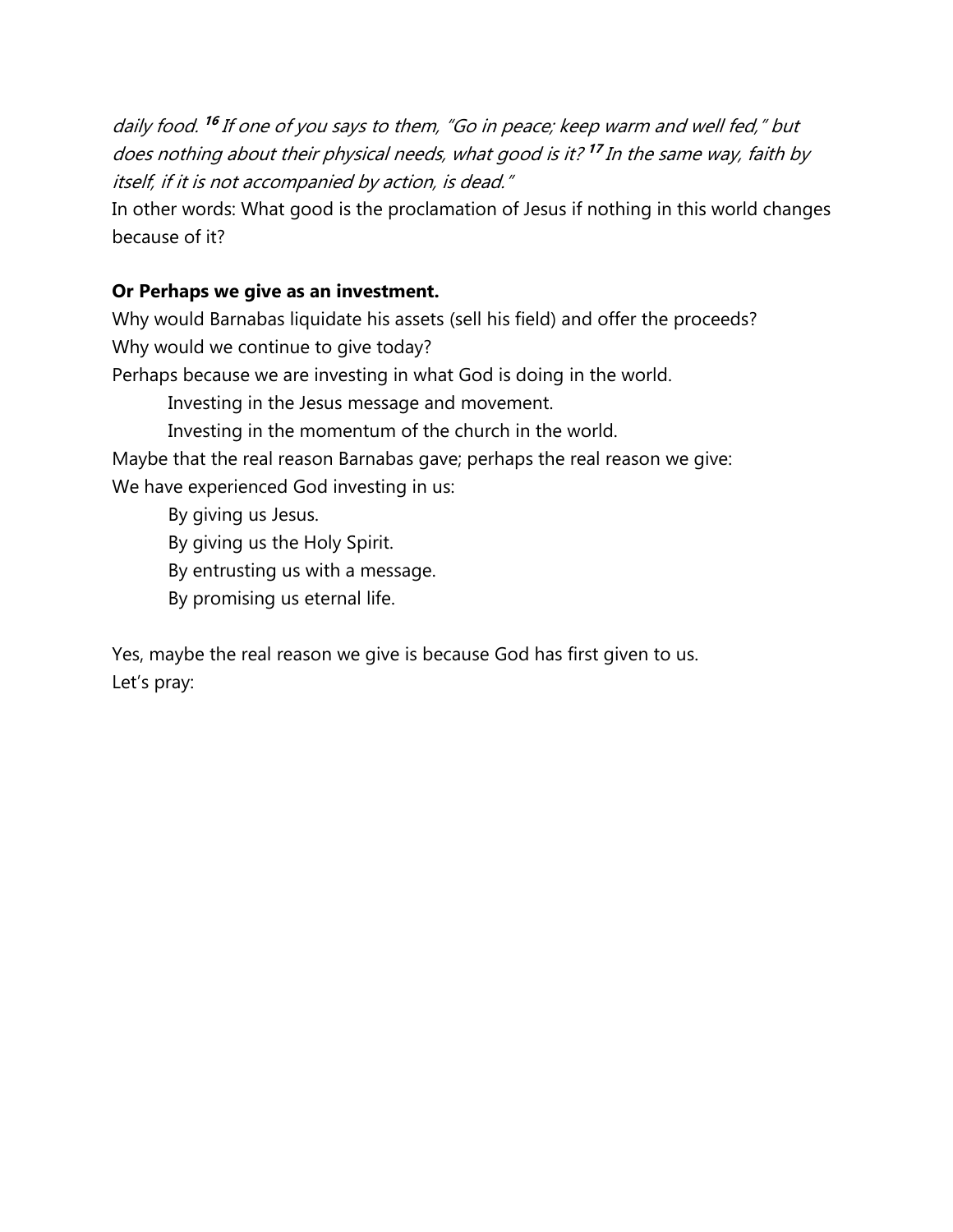*daily food.* ***16*** *If one of you says to them, "Go in peace; keep warm and well fed," but does nothing about their physical needs, what good is it?* ***17*** *In the same way, faith by itself, if it is not accompanied by action, is dead."*

In other words: What good is the proclamation of Jesus if nothing in this world changes because of it?

**Or Perhaps we give as an investment.**

Why would Barnabas liquidate his assets (sell his field) and offer the proceeds?

Why would we continue to give today?

Perhaps because we are investing in what God is doing in the world.

Investing in the Jesus message and movement.

Investing in the momentum of the church in the world.

Maybe that the real reason Barnabas gave; perhaps the real reason we give:

We have experienced God investing in us:

By giving us Jesus.

By giving us the Holy Spirit.

By entrusting us with a message.

By promising us eternal life.

Yes, maybe the real reason we give is because God has first given to us.

Let's pray: